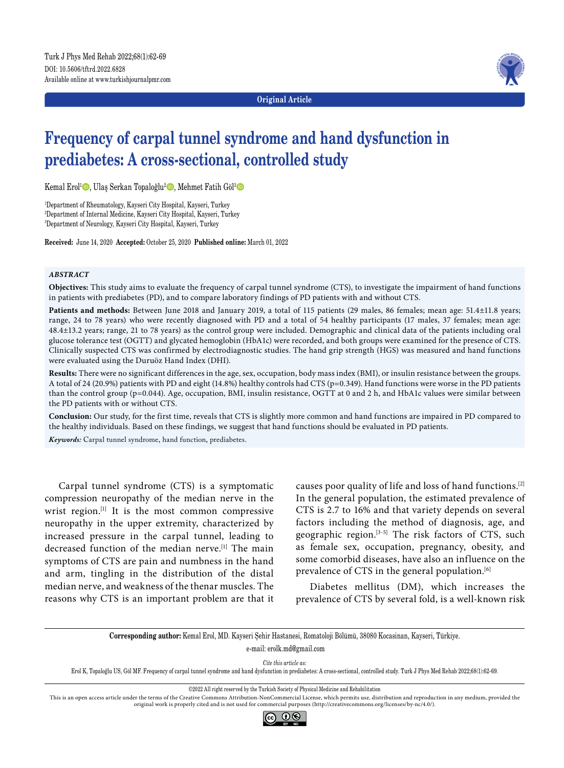Original Article

# Frequency of carpal tunnel syndrome and hand dysfunction in prediabetes: A cross-sectional, controlled study

Kemal Erol[1], Ulaş Serkan Topaloğlu[2], Mehmet Fatih Göl[3]

[1]Department of Rheumatology, Kayseri City Hospital, Kayseri, Turkey
[2]Department of Internal Medicine, Kayseri City Hospital, Kayseri, Turkey
[3]Department of Neurology, Kayseri City Hospital, Kayseri, Turkey

**Received:** June 14, 2020 **Accepted:** October 25, 2020 **Published online:** March 01, 2022

### *ABSTRACT*

**Objectives:** This study aims to evaluate the frequency of carpal tunnel syndrome (CTS), to investigate the impairment of hand functions in patients with prediabetes (PD), and to compare laboratory findings of PD patients with and without CTS.

**Patients and methods:** Between June 2018 and January 2019, a total of 115 patients (29 males, 86 females; mean age: 51.4±11.8 years; range, 24 to 78 years) who were recently diagnosed with PD and a total of 54 healthy participants (17 males, 37 females; mean age: 48.4±13.2 years; range, 21 to 78 years) as the control group were included. Demographic and clinical data of the patients including oral glucose tolerance test (OGTT) and glycated hemoglobin (HbA1c) were recorded, and both groups were examined for the presence of CTS. Clinically suspected CTS was confirmed by electrodiagnostic studies. The hand grip strength (HGS) was measured and hand functions were evaluated using the Duruöz Hand Index (DHI).

**Results:** There were no significant differences in the age, sex, occupation, body mass index (BMI), or insulin resistance between the groups. A total of 24 (20.9%) patients with PD and eight (14.8%) healthy controls had CTS (p=0.349). Hand functions were worse in the PD patients than the control group (p=0.044). Age, occupation, BMI, insulin resistance, OGTT at 0 and 2 h, and HbA1c values were similar between the PD patients with or without CTS.

**Conclusion:** Our study, for the first time, reveals that CTS is slightly more common and hand functions are impaired in PD compared to the healthy individuals. Based on these findings, we suggest that hand functions should be evaluated in PD patients.

***Keywords:*** Carpal tunnel syndrome, hand function, prediabetes.

Carpal tunnel syndrome (CTS) is a symptomatic compression neuropathy of the median nerve in the wrist region.[1] It is the most common compressive neuropathy in the upper extremity, characterized by increased pressure in the carpal tunnel, leading to decreased function of the median nerve.[1] The main symptoms of CTS are pain and numbness in the hand and arm, tingling in the distribution of the distal median nerve, and weakness of the thenar muscles. The reasons why CTS is an important problem are that it causes poor quality of life and loss of hand functions.[2] In the general population, the estimated prevalence of CTS is 2.7 to 16% and that variety depends on several factors including the method of diagnosis, age, and geographic region.[3-5] The risk factors of CTS, such as female sex, occupation, pregnancy, obesity, and some comorbid diseases, have also an influence on the prevalence of CTS in the general population.[6]

Diabetes mellitus (DM), which increases the prevalence of CTS by several fold, is a well-known risk

**Corresponding author:** Kemal Erol, MD. Kayseri Şehir Hastanesi, Romatoloji Bölümü, 38080 Kocasinan, Kayseri, Türkiye.
e-mail: erolk.md@gmail.com

*Cite this article as:*
Erol K, Topaloğlu US, Göl MF. Frequency of carpal tunnel syndrome and hand dysfunction in prediabetes: A cross-sectional, controlled study. Turk J Phys Med Rehab 2022;68(1):62-69.

©2022 All right reserved by the Turkish Society of Physical Medicine and Rehabilitation
This is an open access article under the terms of the Creative Commons Attribution-NonCommercial License, which permits use, distribution and reproduction in any medium, provided the original work is properly cited and is not used for commercial purposes (http://creativecommons.org/licenses/by-nc/4.0/).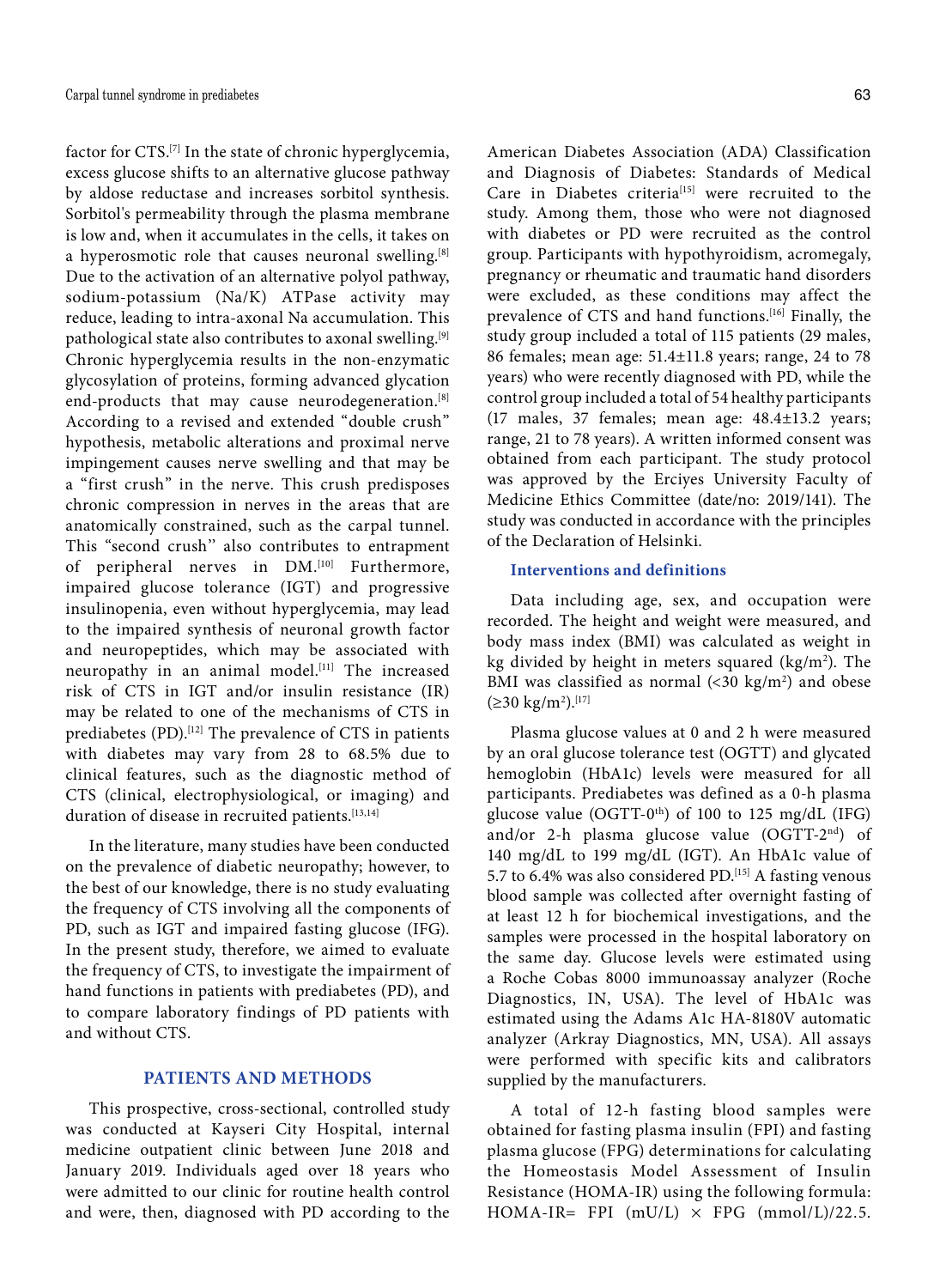factor for CTS.[7] In the state of chronic hyperglycemia, excess glucose shifts to an alternative glucose pathway by aldose reductase and increases sorbitol synthesis. Sorbitol's permeability through the plasma membrane is low and, when it accumulates in the cells, it takes on a hyperosmotic role that causes neuronal swelling.[8] Due to the activation of an alternative polyol pathway, sodium-potassium (Na/K) ATPase activity may reduce, leading to intra-axonal Na accumulation. This pathological state also contributes to axonal swelling.[9] Chronic hyperglycemia results in the non-enzymatic glycosylation of proteins, forming advanced glycation end-products that may cause neurodegeneration.[8] According to a revised and extended "double crush" hypothesis, metabolic alterations and proximal nerve impingement causes nerve swelling and that may be a "first crush" in the nerve. This crush predisposes chronic compression in nerves in the areas that are anatomically constrained, such as the carpal tunnel. This "second crush'' also contributes to entrapment of peripheral nerves in DM.[10] Furthermore, impaired glucose tolerance (IGT) and progressive insulinopenia, even without hyperglycemia, may lead to the impaired synthesis of neuronal growth factor and neuropeptides, which may be associated with neuropathy in an animal model.[11] The increased risk of CTS in IGT and/or insulin resistance (IR) may be related to one of the mechanisms of CTS in prediabetes (PD).[12] The prevalence of CTS in patients with diabetes may vary from 28 to 68.5% due to clinical features, such as the diagnostic method of CTS (clinical, electrophysiological, or imaging) and duration of disease in recruited patients.[13,14]

In the literature, many studies have been conducted on the prevalence of diabetic neuropathy; however, to the best of our knowledge, there is no study evaluating the frequency of CTS involving all the components of PD, such as IGT and impaired fasting glucose (IFG). In the present study, therefore, we aimed to evaluate the frequency of CTS, to investigate the impairment of hand functions in patients with prediabetes (PD), and to compare laboratory findings of PD patients with and without CTS.

## PATIENTS AND METHODS

This prospective, cross-sectional, controlled study was conducted at Kayseri City Hospital, internal medicine outpatient clinic between June 2018 and January 2019. Individuals aged over 18 years who were admitted to our clinic for routine health control and were, then, diagnosed with PD according to the American Diabetes Association (ADA) Classification and Diagnosis of Diabetes: Standards of Medical Care in Diabetes criteria[15] were recruited to the study. Among them, those who were not diagnosed with diabetes or PD were recruited as the control group. Participants with hypothyroidism, acromegaly, pregnancy or rheumatic and traumatic hand disorders were excluded, as these conditions may affect the prevalence of CTS and hand functions.[16] Finally, the study group included a total of 115 patients (29 males, 86 females; mean age: 51.4±11.8 years; range, 24 to 78 years) who were recently diagnosed with PD, while the control group included a total of 54 healthy participants (17 males, 37 females; mean age: 48.4±13.2 years; range, 21 to 78 years). A written informed consent was obtained from each participant. The study protocol was approved by the Erciyes University Faculty of Medicine Ethics Committee (date/no: 2019/141). The study was conducted in accordance with the principles of the Declaration of Helsinki.

### Interventions and definitions

Data including age, sex, and occupation were recorded. The height and weight were measured, and body mass index (BMI) was calculated as weight in kg divided by height in meters squared ($kg/m^2$). The BMI was classified as normal (<30 $kg/m^2$) and obese (≥30 $kg/m^2$).[17]

Plasma glucose values at 0 and 2 h were measured by an oral glucose tolerance test (OGTT) and glycated hemoglobin (HbA1c) levels were measured for all participants. Prediabetes was defined as a 0-h plasma glucose value (OGTT-$0^{th}$) of 100 to 125 mg/dL (IFG) and/or 2-h plasma glucose value (OGTT-$2^{nd}$) of 140 mg/dL to 199 mg/dL (IGT). An HbA1c value of 5.7 to 6.4% was also considered PD.[15] A fasting venous blood sample was collected after overnight fasting of at least 12 h for biochemical investigations, and the samples were processed in the hospital laboratory on the same day. Glucose levels were estimated using a Roche Cobas 8000 immunoassay analyzer (Roche Diagnostics, IN, USA). The level of HbA1c was estimated using the Adams A1c HA-8180V automatic analyzer (Arkray Diagnostics, MN, USA). All assays were performed with specific kits and calibrators supplied by the manufacturers.

A total of 12-h fasting blood samples were obtained for fasting plasma insulin (FPI) and fasting plasma glucose (FPG) determinations for calculating the Homeostasis Model Assessment of Insulin Resistance (HOMA-IR) using the following formula: HOMA-IR= FPI (mU/L) × FPG (mmol/L)/22.5.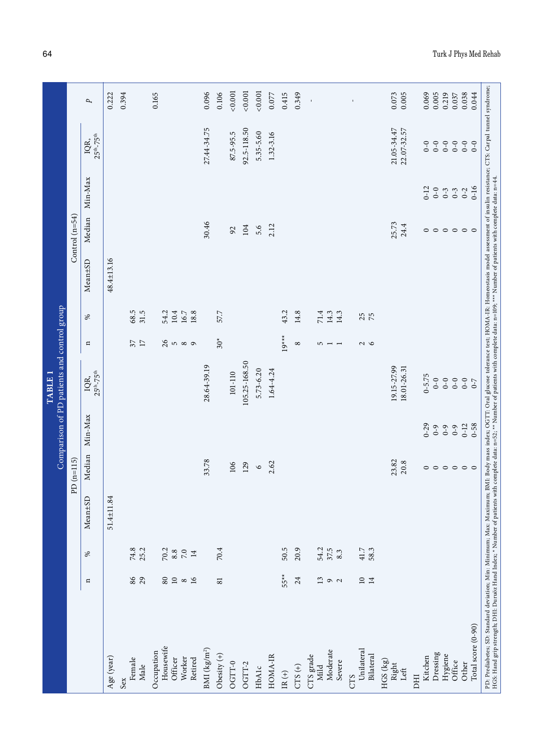**TABLE 1**

Comparison of PD patients and control group

| | PD (n=115) | | | | | | Control (n=54) | | | | | | |
|---|---|---|---|---|---|---|---|---|---|---|---|---|---|
| | n | % | Mean±SD | Median | Min-Max | IQR, $25^{th}$-$75^{th}$ | n | % | Mean±SD | Median | Min-Max | IQR, $25^{th}$-$75^{th}$ | *p* |
| Age (year) | | | 51.4±11.84 | | | | | | 48.4±13.16 | | | | 0.222 |
| Sex | | | | | | | | | | | | | 0.394 |
| Female | 86 | 74.8 | | | | | 37 | 68.5 | | | | | |
| Male | 29 | 25.2 | | | | | 17 | 31.5 | | | | | |
| Occupation | | | | | | | | | | | | | 0.165 |
| Housewife | 80 | 70.2 | | | | | 26 | 54.2 | | | | | |
| Officer | 10 | 8.8 | | | | | 5 | 10.4 | | | | | |
| Worker | 8 | 7.0 | | | | | 8 | 16.7 | | | | | |
| Retired | 16 | 14 | | | | | 9 | 18.8 | | | | | |
| BMI (kg/m²) | | | | 33.78 | | 28.64-39.19 | | | | 30.46 | | 27.44-34.75 | 0.096 |
| Obesity (+) | 81 | 70.4 | | | | | 30* | 57.7 | | | | | 0.106 |
| OGTT-0 | | | | 106 | | 101-110 | | | | 92 | | 87.5-95.5 | <0.001 |
| OGTT-2 | | | | 129 | | 105.25-168.50 | | | | 104 | | 92.5-118.50 | <0.001 |
| HbA1c | | | | 6 | | 5.73-6.20 | | | | 5.6 | | 5.35-5.60 | <0.001 |
| HOMA-IR | | | | 2.62 | | 1.64-4.24 | | | | 2.12 | | 1.32-3.16 | 0.077 |
| IR (+) | 55** | 50.5 | | | | | 19*** | 43.2 | | | | | 0.415 |
| CTS (+) | 24 | 20.9 | | | | | 8 | 14.8 | | | | | 0.349 |
| CTS grade | | | | | | | | | | | | | - |
| Mild | 13 | 54.2 | | | | | 5 | 71.4 | | | | | |
| Moderate | 9 | 37.5 | | | | | 1 | 14.3 | | | | | |
| Severe | 2 | 8.3 | | | | | 1 | 14.3 | | | | | |
| CTS | | | | | | | | | | | | | - |
| Unilateral | 10 | 41.7 | | | | | 2 | 25 | | | | | |
| Bilateral | 14 | 58.3 | | | | | 6 | 75 | | | | | |
| HGS (kg) | | | | | | | | | | | | | |
| Right | | | | 23.82 | | 19.15-27.99 | | | | 25.73 | | 21.05-34.47 | 0.073 |
| Left | | | | 20.8 | | 18.01-26.31 | | | | 24.4 | | 22.07-32.57 | 0.005 |
| DHI | | | | | | | | | | | | | |
| Kitchen | | | | 0 | 0-29 | 0-5.75 | | | | 0 | 0-12 | 0-0 | 0.069 |
| Dressing | | | | 0 | 0-9 | 0-0 | | | | 0 | 0-0 | 0-0 | 0.005 |
| Hygiene | | | | 0 | 0-9 | 0-0 | | | | 0 | 0-3 | 0-0 | 0.219 |
| Office | | | | 0 | 0-9 | 0-0 | | | | 0 | 0-3 | 0-0 | 0.037 |
| Other | | | | 0 | 0-12 | 0-0 | | | | 0 | 0-2 | 0-0 | 0.038 |
| Total score (0-90) | | | | 0 | 0-58 | 0-7 | | | | 0 | 0-16 | 0-0 | 0.044 |

PD: Prediabetes; SD: Standard deviation; Min: Minimum; Max: Maximum; BMI: Body mass index; OGTT: Oral glucose tolerance test; HOMA-IR: Homeostasis model assessment of insulin resistance; CTS: Carpal tunnel syndrome; HGS: Hand grip strength; DHI: Duruöz Hand Index; * Number of patients with complete data: n=52; ** Number of patients with complete data: n=109; *** Number of patients with complete data: n=44.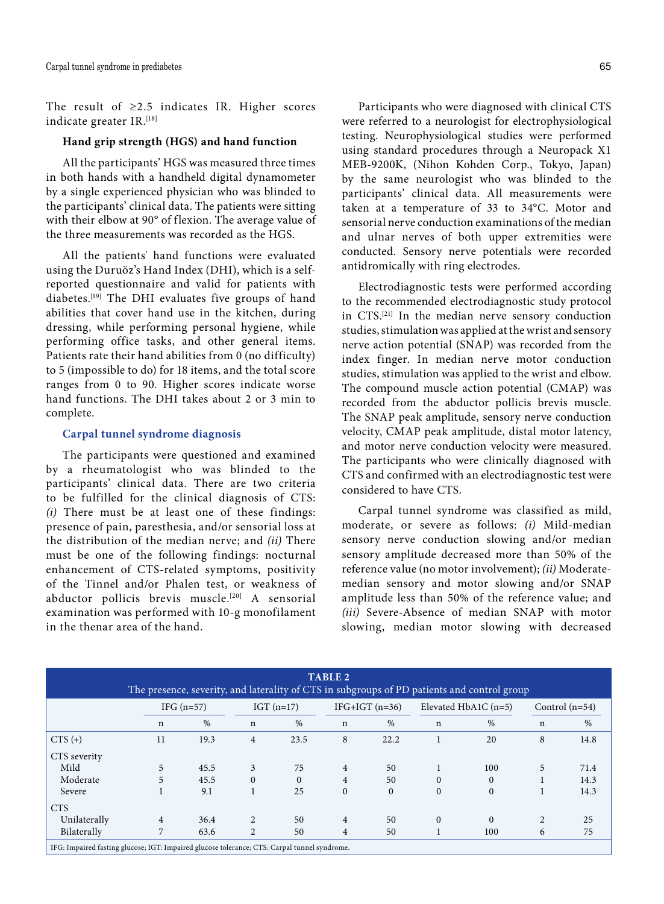The result of ≥2.5 indicates IR. Higher scores indicate greater IR.[18]

### Hand grip strength (HGS) and hand function

All the participants' HGS was measured three times in both hands with a handheld digital dynamometer by a single experienced physician who was blinded to the participants' clinical data. The patients were sitting with their elbow at 90° of flexion. The average value of the three measurements was recorded as the HGS.

All the patients' hand functions were evaluated using the Duruöz's Hand Index (DHI), which is a self-reported questionnaire and valid for patients with diabetes.[19] The DHI evaluates five groups of hand abilities that cover hand use in the kitchen, during dressing, while performing personal hygiene, while performing office tasks, and other general items. Patients rate their hand abilities from 0 (no difficulty) to 5 (impossible to do) for 18 items, and the total score ranges from 0 to 90. Higher scores indicate worse hand functions. The DHI takes about 2 or 3 min to complete.

### Carpal tunnel syndrome diagnosis

The participants were questioned and examined by a rheumatologist who was blinded to the participants' clinical data. There are two criteria to be fulfilled for the clinical diagnosis of CTS: *(i)* There must be at least one of these findings: presence of pain, paresthesia, and/or sensorial loss at the distribution of the median nerve; and *(ii)* There must be one of the following findings: nocturnal enhancement of CTS-related symptoms, positivity of the Tinnel and/or Phalen test, or weakness of abductor pollicis brevis muscle.[20] A sensorial examination was performed with 10-g monofilament in the thenar area of the hand.

Participants who were diagnosed with clinical CTS were referred to a neurologist for electrophysiological testing. Neurophysiological studies were performed using standard procedures through a Neuropack X1 MEB-9200K, (Nihon Kohden Corp., Tokyo, Japan) by the same neurologist who was blinded to the participants' clinical data. All measurements were taken at a temperature of 33 to 34°C. Motor and sensorial nerve conduction examinations of the median and ulnar nerves of both upper extremities were conducted. Sensory nerve potentials were recorded antidromically with ring electrodes.

Electrodiagnostic tests were performed according to the recommended electrodiagnostic study protocol in CTS.[21] In the median nerve sensory conduction studies, stimulation was applied at the wrist and sensory nerve action potential (SNAP) was recorded from the index finger. In median nerve motor conduction studies, stimulation was applied to the wrist and elbow. The compound muscle action potential (CMAP) was recorded from the abductor pollicis brevis muscle. The SNAP peak amplitude, sensory nerve conduction velocity, CMAP peak amplitude, distal motor latency, and motor nerve conduction velocity were measured. The participants who were clinically diagnosed with CTS and confirmed with an electrodiagnostic test were considered to have CTS.

Carpal tunnel syndrome was classified as mild, moderate, or severe as follows: *(i)* Mild-median sensory nerve conduction slowing and/or median sensory amplitude decreased more than 50% of the reference value (no motor involvement); *(ii)* Moderate-median sensory and motor slowing and/or SNAP amplitude less than 50% of the reference value; and *(iii)* Severe-Absence of median SNAP with motor slowing, median motor slowing with decreased

**TABLE 2**
The presence, severity, and laterality of CTS in subgroups of PD patients and control group

| | IFG (n=57) | | IGT (n=17) | | IFG+IGT (n=36) | | Elevated HbA1C (n=5) | | Control (n=54) | |
|---|---|---|---|---|---|---|---|---|---|---|
| | n | % | n | % | n | % | n | % | n | % |
| CTS (+) | 11 | 19.3 | 4 | 23.5 | 8 | 22.2 | 1 | 20 | 8 | 14.8 |
| CTS severity | | | | | | | | | | |
| Mild | 5 | 45.5 | 3 | 75 | 4 | 50 | 1 | 100 | 5 | 71.4 |
| Moderate | 5 | 45.5 | 0 | 0 | 4 | 50 | 0 | 0 | 1 | 14.3 |
| Severe | 1 | 9.1 | 1 | 25 | 0 | 0 | 0 | 0 | 1 | 14.3 |
| CTS | | | | | | | | | | |
| Unilaterally | 4 | 36.4 | 2 | 50 | 4 | 50 | 0 | 0 | 2 | 25 |
| Bilaterally | 7 | 63.6 | 2 | 50 | 4 | 50 | 1 | 100 | 6 | 75 |

IFG: Impaired fasting glucose; IGT: Impaired glucose tolerance; CTS: Carpal tunnel syndrome.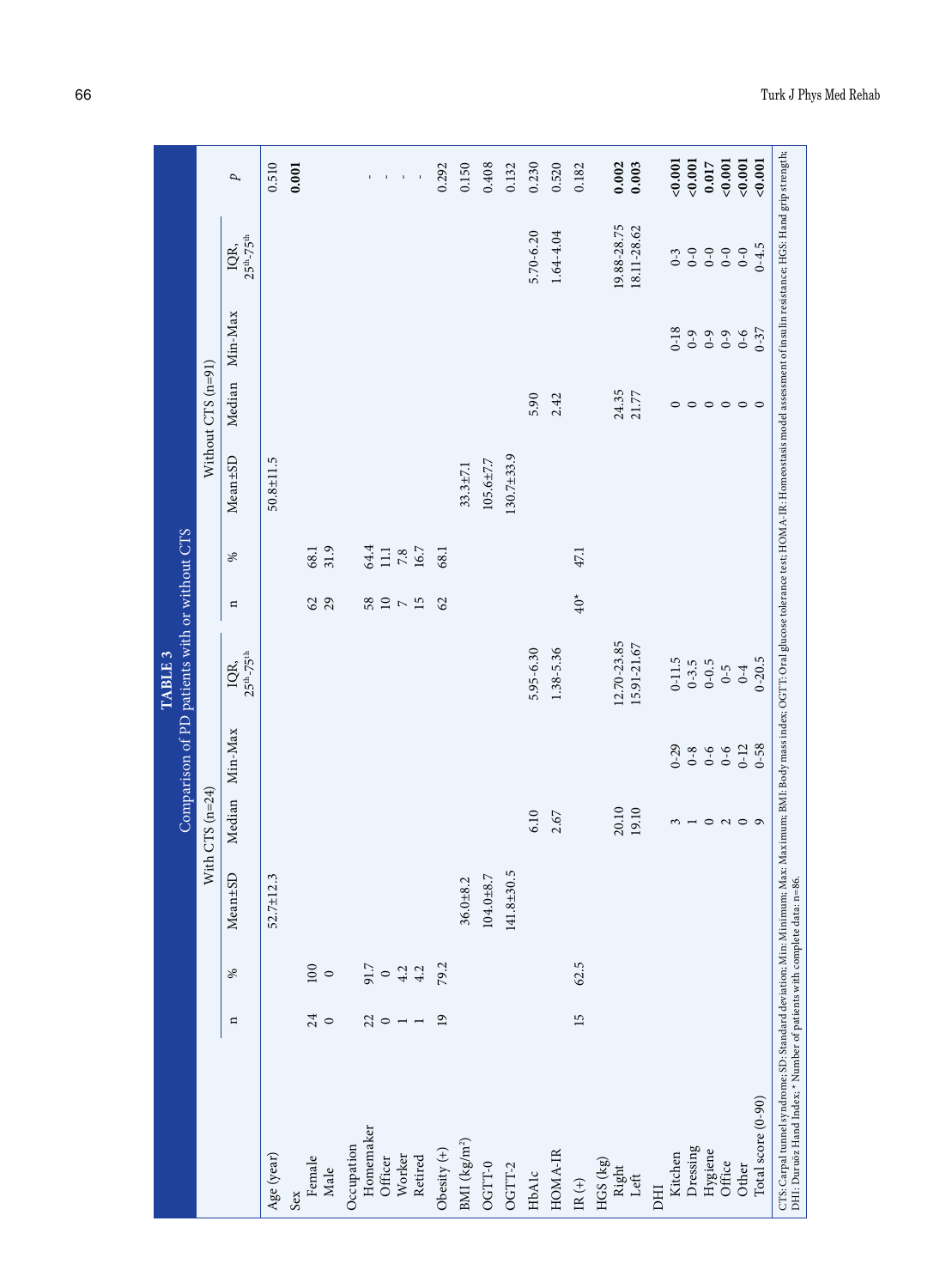**TABLE 3**
Comparison of PD patients with or without CTS

| | With CTS (n=24) | | | | | | Without CTS (n=91) | | | | | | |
|---|---|---|---|---|---|---|---|---|---|---|---|---|---|
| | n | % | Mean±SD | Median | Min-Max | IQR, $25^{th}$-$75^{th}$ | n | % | Mean±SD | Median | Min-Max | IQR, $25^{th}$-$75^{th}$ | *p* |
| Age (year) | | | 52.7±12.3 | | | | | | 50.8±11.5 | | | | 0.510 |
| Sex | | | | | | | | | | | | | **0.001** |
| Female | 24 | 100 | | | | | 62 | 68.1 | | | | | |
| Male | 0 | 0 | | | | | 29 | 31.9 | | | | | |
| Occupation | | | | | | | | | | | | | |
| Homemaker | 22 | 91.7 | | | | | 58 | 64.4 | | | | | - |
| Officer | 0 | 0 | | | | | 10 | 11.1 | | | | | - |
| Worker | 1 | 4.2 | | | | | 7 | 7.8 | | | | | - |
| Retired | 1 | 4.2 | | | | | 15 | 16.7 | | | | | - |
| Obesity (+) | 19 | 79.2 | | | | | 62 | 68.1 | | | | | 0.292 |
| BMI (kg/m²) | | | 36.0±8.2 | | | | | | 33.3±7.1 | | | | 0.150 |
| OGTT-0 | | | 104.0±8.7 | | | | | | 105.6±7.7 | | | | 0.408 |
| OGTT-2 | | | 141.8±30.5 | | | | | | 130.7±33.9 | | | | 0.132 |
| HbA1c | | | | 6.10 | | 5.95-6.30 | | | | 5.90 | | 5.70-6.20 | 0.230 |
| HOMA-IR | | | | 2.67 | | 1.38-5.36 | | | | 2.42 | | 1.64-4.04 | 0.520 |
| IR (+) | 15 | 62.5 | | | | | 40* | 47.1 | | | | | 0.182 |
| HGS (kg) | | | | | | | | | | | | | |
| Right | | | | 20.10 | | 12.70-23.85 | | | | 24.35 | | 19.88-28.75 | **0.002** |
| Left | | | | 19.10 | | 15.91-21.67 | | | | 21.77 | | 18.11-28.62 | **0.003** |
| DHI | | | | | | | | | | | | | |
| Kitchen | | | | 3 | 0-29 | 0-11.5 | | | | 0 | 0-18 | 0-3 | **<0.001** |
| Dressing | | | | 1 | 0-8 | 0-3.5 | | | | 0 | 0-9 | 0-0 | **<0.001** |
| Hygiene | | | | 0 | 0-6 | 0-0.5 | | | | 0 | 0-9 | 0-0 | **0.017** |
| Office | | | | 2 | 0-6 | 0-5 | | | | 0 | 0-9 | 0-0 | **<0.001** |
| Other | | | | 0 | 0-12 | 0-4 | | | | 0 | 0-6 | 0-0 | **<0.001** |
| Total score (0-90) | | | | 9 | 0-58 | 0-20.5 | | | | 0 | 0-37 | 0-4.5 | **<0.001** |

CTS: Carpal tunnel syndrome; SD: Standard deviation; Min: Minimum; Max: Maximum; BMI: Body mass index; OGTT: Oral glucose tolerance test; HOMA-IR: Homeostasis model assessment of insulin resistance; HGS: Hand grip strength; DHI: Duruöz Hand Index; * Number of patients with complete data: n=86.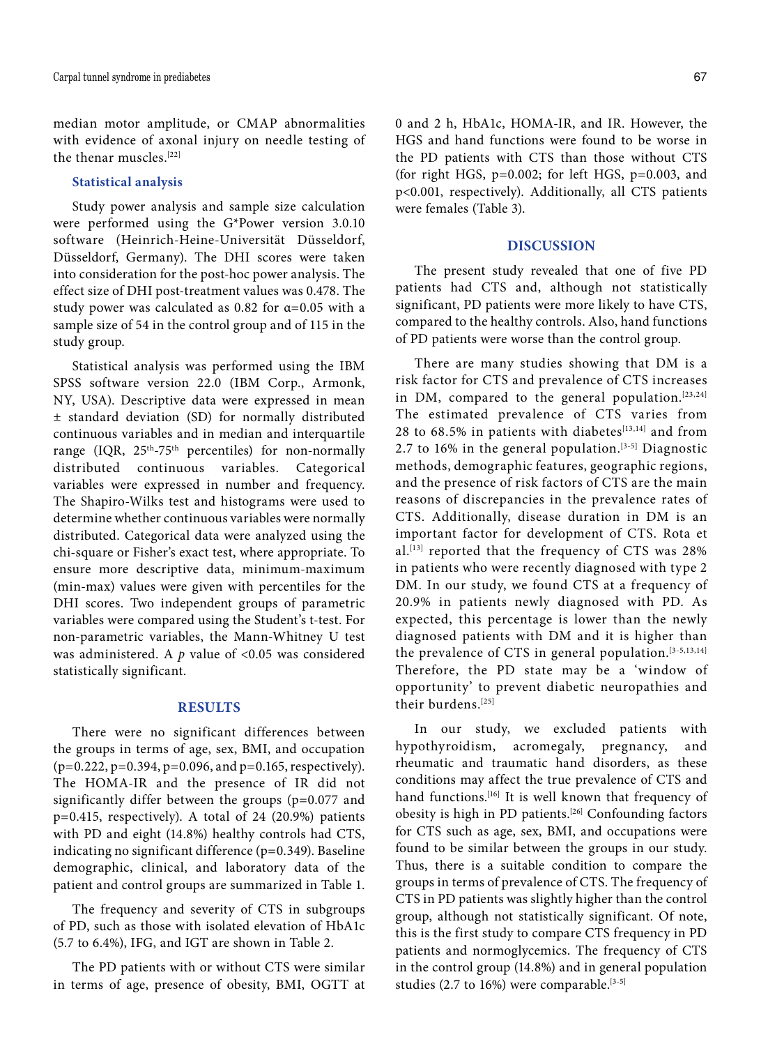median motor amplitude, or CMAP abnormalities with evidence of axonal injury on needle testing of the thenar muscles.[22]

### Statistical analysis

Study power analysis and sample size calculation were performed using the G*Power version 3.0.10 software (Heinrich-Heine-Universität Düsseldorf, Düsseldorf, Germany). The DHI scores were taken into consideration for the post-hoc power analysis. The effect size of DHI post-treatment values was 0.478. The study power was calculated as 0.82 for $\alpha$=0.05 with a sample size of 54 in the control group and of 115 in the study group.

Statistical analysis was performed using the IBM SPSS software version 22.0 (IBM Corp., Armonk, NY, USA). Descriptive data were expressed in mean ± standard deviation (SD) for normally distributed continuous variables and in median and interquartile range (IQR, 25th-75th percentiles) for non-normally distributed continuous variables. Categorical variables were expressed in number and frequency. The Shapiro-Wilks test and histograms were used to determine whether continuous variables were normally distributed. Categorical data were analyzed using the chi-square or Fisher's exact test, where appropriate. To ensure more descriptive data, minimum-maximum (min-max) values were given with percentiles for the DHI scores. Two independent groups of parametric variables were compared using the Student's t-test. For non-parametric variables, the Mann-Whitney U test was administered. A *p* value of <0.05 was considered statistically significant.

## RESULTS

There were no significant differences between the groups in terms of age, sex, BMI, and occupation (p=0.222, p=0.394, p=0.096, and p=0.165, respectively). The HOMA-IR and the presence of IR did not significantly differ between the groups (p=0.077 and p=0.415, respectively). A total of 24 (20.9%) patients with PD and eight (14.8%) healthy controls had CTS, indicating no significant difference (p=0.349). Baseline demographic, clinical, and laboratory data of the patient and control groups are summarized in Table 1.

The frequency and severity of CTS in subgroups of PD, such as those with isolated elevation of HbA1c (5.7 to 6.4%), IFG, and IGT are shown in Table 2.

The PD patients with or without CTS were similar in terms of age, presence of obesity, BMI, OGTT at 0 and 2 h, HbA1c, HOMA-IR, and IR. However, the HGS and hand functions were found to be worse in the PD patients with CTS than those without CTS (for right HGS, p=0.002; for left HGS, p=0.003, and p<0.001, respectively). Additionally, all CTS patients were females (Table 3).

## DISCUSSION

The present study revealed that one of five PD patients had CTS and, although not statistically significant, PD patients were more likely to have CTS, compared to the healthy controls. Also, hand functions of PD patients were worse than the control group.

There are many studies showing that DM is a risk factor for CTS and prevalence of CTS increases in DM, compared to the general population.[23,24] The estimated prevalence of CTS varies from 28 to 68.5% in patients with diabetes[13,14] and from 2.7 to 16% in the general population.[3-5] Diagnostic methods, demographic features, geographic regions, and the presence of risk factors of CTS are the main reasons of discrepancies in the prevalence rates of CTS. Additionally, disease duration in DM is an important factor for development of CTS. Rota et al.[13] reported that the frequency of CTS was 28% in patients who were recently diagnosed with type 2 DM. In our study, we found CTS at a frequency of 20.9% in patients newly diagnosed with PD. As expected, this percentage is lower than the newly diagnosed patients with DM and it is higher than the prevalence of CTS in general population.[3-5,13,14] Therefore, the PD state may be a 'window of opportunity' to prevent diabetic neuropathies and their burdens.[25]

In our study, we excluded patients with hypothyroidism, acromegaly, pregnancy, and rheumatic and traumatic hand disorders, as these conditions may affect the true prevalence of CTS and hand functions.[16] It is well known that frequency of obesity is high in PD patients.[26] Confounding factors for CTS such as age, sex, BMI, and occupations were found to be similar between the groups in our study. Thus, there is a suitable condition to compare the groups in terms of prevalence of CTS. The frequency of CTS in PD patients was slightly higher than the control group, although not statistically significant. Of note, this is the first study to compare CTS frequency in PD patients and normoglycemics. The frequency of CTS in the control group (14.8%) and in general population studies (2.7 to 16%) were comparable.[3-5]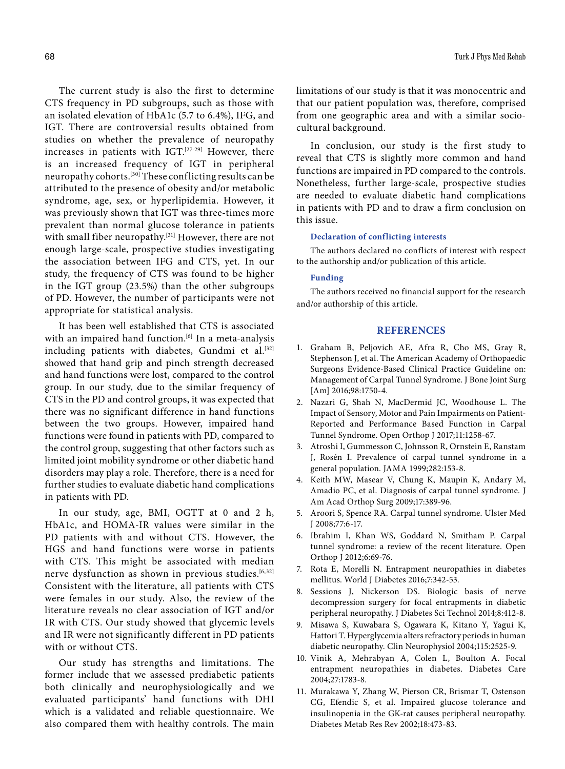The current study is also the first to determine CTS frequency in PD subgroups, such as those with an isolated elevation of HbA1c (5.7 to 6.4%), IFG, and IGT. There are controversial results obtained from studies on whether the prevalence of neuropathy increases in patients with IGT.[27-29] However, there is an increased frequency of IGT in peripheral neuropathy cohorts.[30] These conflicting results can be attributed to the presence of obesity and/or metabolic syndrome, age, sex, or hyperlipidemia. However, it was previously shown that IGT was three-times more prevalent than normal glucose tolerance in patients with small fiber neuropathy.[31] However, there are not enough large-scale, prospective studies investigating the association between IFG and CTS, yet. In our study, the frequency of CTS was found to be higher in the IGT group (23.5%) than the other subgroups of PD. However, the number of participants were not appropriate for statistical analysis.

It has been well established that CTS is associated with an impaired hand function.[6] In a meta-analysis including patients with diabetes, Gundmi et al.[32] showed that hand grip and pinch strength decreased and hand functions were lost, compared to the control group. In our study, due to the similar frequency of CTS in the PD and control groups, it was expected that there was no significant difference in hand functions between the two groups. However, impaired hand functions were found in patients with PD, compared to the control group, suggesting that other factors such as limited joint mobility syndrome or other diabetic hand disorders may play a role. Therefore, there is a need for further studies to evaluate diabetic hand complications in patients with PD.

In our study, age, BMI, OGTT at 0 and 2 h, HbA1c, and HOMA-IR values were similar in the PD patients with and without CTS. However, the HGS and hand functions were worse in patients with CTS. This might be associated with median nerve dysfunction as shown in previous studies.[6,32] Consistent with the literature, all patients with CTS were females in our study. Also, the review of the literature reveals no clear association of IGT and/or IR with CTS. Our study showed that glycemic levels and IR were not significantly different in PD patients with or without CTS.

Our study has strengths and limitations. The former include that we assessed prediabetic patients both clinically and neurophysiologically and we evaluated participants' hand functions with DHI which is a validated and reliable questionnaire. We also compared them with healthy controls. The main limitations of our study is that it was monocentric and that our patient population was, therefore, comprised from one geographic area and with a similar sociocultural background.

In conclusion, our study is the first study to reveal that CTS is slightly more common and hand functions are impaired in PD compared to the controls. Nonetheless, further large-scale, prospective studies are needed to evaluate diabetic hand complications in patients with PD and to draw a firm conclusion on this issue.

#### Declaration of conflicting interests

The authors declared no conflicts of interest with respect to the authorship and/or publication of this article.

#### Funding

The authors received no financial support for the research and/or authorship of this article.

## REFERENCES

1. Graham B, Peljovich AE, Afra R, Cho MS, Gray R, Stephenson J, et al. The American Academy of Orthopaedic Surgeons Evidence-Based Clinical Practice Guideline on: Management of Carpal Tunnel Syndrome. J Bone Joint Surg [Am] 2016;98:1750-4.
2. Nazari G, Shah N, MacDermid JC, Woodhouse L. The Impact of Sensory, Motor and Pain Impairments on Patient-Reported and Performance Based Function in Carpal Tunnel Syndrome. Open Orthop J 2017;11:1258-67.
3. Atroshi I, Gummesson C, Johnsson R, Ornstein E, Ranstam J, Rosén I. Prevalence of carpal tunnel syndrome in a general population. JAMA 1999;282:153-8.
4. Keith MW, Masear V, Chung K, Maupin K, Andary M, Amadio PC, et al. Diagnosis of carpal tunnel syndrome. J Am Acad Orthop Surg 2009;17:389-96.
5. Aroori S, Spence RA. Carpal tunnel syndrome. Ulster Med J 2008;77:6-17.
6. Ibrahim I, Khan WS, Goddard N, Smitham P. Carpal tunnel syndrome: a review of the recent literature. Open Orthop J 2012;6:69-76.
7. Rota E, Morelli N. Entrapment neuropathies in diabetes mellitus. World J Diabetes 2016;7:342-53.
8. Sessions J, Nickerson DS. Biologic basis of nerve decompression surgery for focal entrapments in diabetic peripheral neuropathy. J Diabetes Sci Technol 2014;8:412-8.
9. Misawa S, Kuwabara S, Ogawara K, Kitano Y, Yagui K, Hattori T. Hyperglycemia alters refractory periods in human diabetic neuropathy. Clin Neurophysiol 2004;115:2525-9.
10. Vinik A, Mehrabyan A, Colen L, Boulton A. Focal entrapment neuropathies in diabetes. Diabetes Care 2004;27:1783-8.
11. Murakawa Y, Zhang W, Pierson CR, Brismar T, Ostenson CG, Efendic S, et al. Impaired glucose tolerance and insulinopenia in the GK-rat causes peripheral neuropathy. Diabetes Metab Res Rev 2002;18:473-83.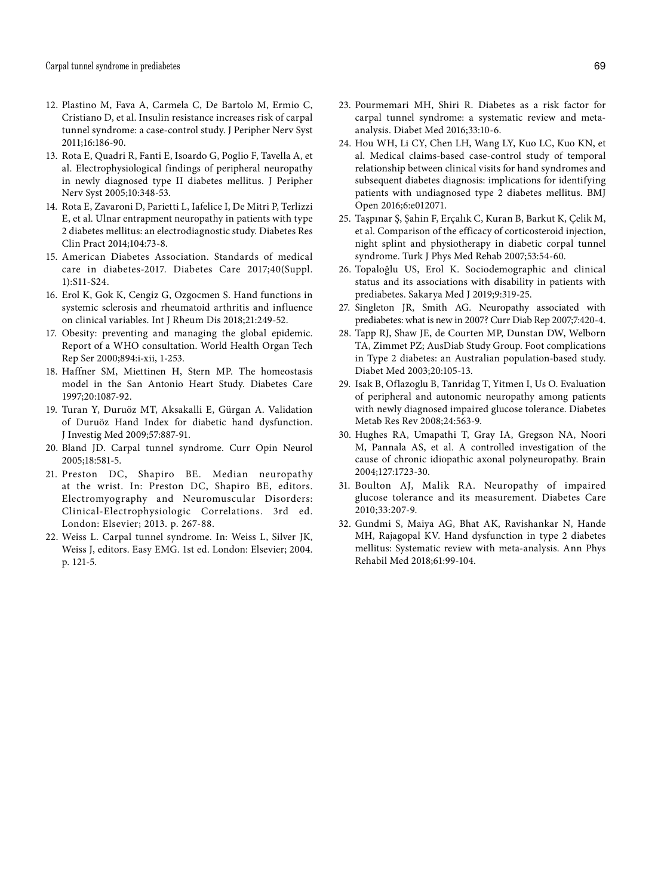12. Plastino M, Fava A, Carmela C, De Bartolo M, Ermio C, Cristiano D, et al. Insulin resistance increases risk of carpal tunnel syndrome: a case-control study. J Peripher Nerv Syst 2011;16:186-90.
13. Rota E, Quadri R, Fanti E, Isoardo G, Poglio F, Tavella A, et al. Electrophysiological findings of peripheral neuropathy in newly diagnosed type II diabetes mellitus. J Peripher Nerv Syst 2005;10:348-53.
14. Rota E, Zavaroni D, Parietti L, Iafelice I, De Mitri P, Terlizzi E, et al. Ulnar entrapment neuropathy in patients with type 2 diabetes mellitus: an electrodiagnostic study. Diabetes Res Clin Pract 2014;104:73-8.
15. American Diabetes Association. Standards of medical care in diabetes-2017. Diabetes Care 2017;40(Suppl. 1):S11-S24.
16. Erol K, Gok K, Cengiz G, Ozgocmen S. Hand functions in systemic sclerosis and rheumatoid arthritis and influence on clinical variables. Int J Rheum Dis 2018;21:249-52.
17. Obesity: preventing and managing the global epidemic. Report of a WHO consultation. World Health Organ Tech Rep Ser 2000;894:i-xii, 1-253.
18. Haffner SM, Miettinen H, Stern MP. The homeostasis model in the San Antonio Heart Study. Diabetes Care 1997;20:1087-92.
19. Turan Y, Duruöz MT, Aksakalli E, Gürgan A. Validation of Duruöz Hand Index for diabetic hand dysfunction. J Investig Med 2009;57:887-91.
20. Bland JD. Carpal tunnel syndrome. Curr Opin Neurol 2005;18:581-5.
21. Preston DC, Shapiro BE. Median neuropathy at the wrist. In: Preston DC, Shapiro BE, editors. Electromyography and Neuromuscular Disorders: Clinical-Electrophysiologic Correlations. 3rd ed. London: Elsevier; 2013. p. 267-88.
22. Weiss L. Carpal tunnel syndrome. In: Weiss L, Silver JK, Weiss J, editors. Easy EMG. 1st ed. London: Elsevier; 2004. p. 121-5.
23. Pourmemari MH, Shiri R. Diabetes as a risk factor for carpal tunnel syndrome: a systematic review and meta-analysis. Diabet Med 2016;33:10-6.
24. Hou WH, Li CY, Chen LH, Wang LY, Kuo LC, Kuo KN, et al. Medical claims-based case-control study of temporal relationship between clinical visits for hand syndromes and subsequent diabetes diagnosis: implications for identifying patients with undiagnosed type 2 diabetes mellitus. BMJ Open 2016;6:e012071.
25. Taşpınar Ş, Şahin F, Erçalık C, Kuran B, Barkut K, Çelik M, et al. Comparison of the efficacy of corticosteroid injection, night splint and physiotherapy in diabetic corpal tunnel syndrome. Turk J Phys Med Rehab 2007;53:54-60.
26. Topaloğlu US, Erol K. Sociodemographic and clinical status and its associations with disability in patients with prediabetes. Sakarya Med J 2019;9:319-25.
27. Singleton JR, Smith AG. Neuropathy associated with prediabetes: what is new in 2007? Curr Diab Rep 2007;7:420-4.
28. Tapp RJ, Shaw JE, de Courten MP, Dunstan DW, Welborn TA, Zimmet PZ; AusDiab Study Group. Foot complications in Type 2 diabetes: an Australian population-based study. Diabet Med 2003;20:105-13.
29. Isak B, Oflazoglu B, Tanridag T, Yitmen I, Us O. Evaluation of peripheral and autonomic neuropathy among patients with newly diagnosed impaired glucose tolerance. Diabetes Metab Res Rev 2008;24:563-9.
30. Hughes RA, Umapathi T, Gray IA, Gregson NA, Noori M, Pannala AS, et al. A controlled investigation of the cause of chronic idiopathic axonal polyneuropathy. Brain 2004;127:1723-30.
31. Boulton AJ, Malik RA. Neuropathy of impaired glucose tolerance and its measurement. Diabetes Care 2010;33:207-9.
32. Gundmi S, Maiya AG, Bhat AK, Ravishankar N, Hande MH, Rajagopal KV. Hand dysfunction in type 2 diabetes mellitus: Systematic review with meta-analysis. Ann Phys Rehabil Med 2018;61:99-104.